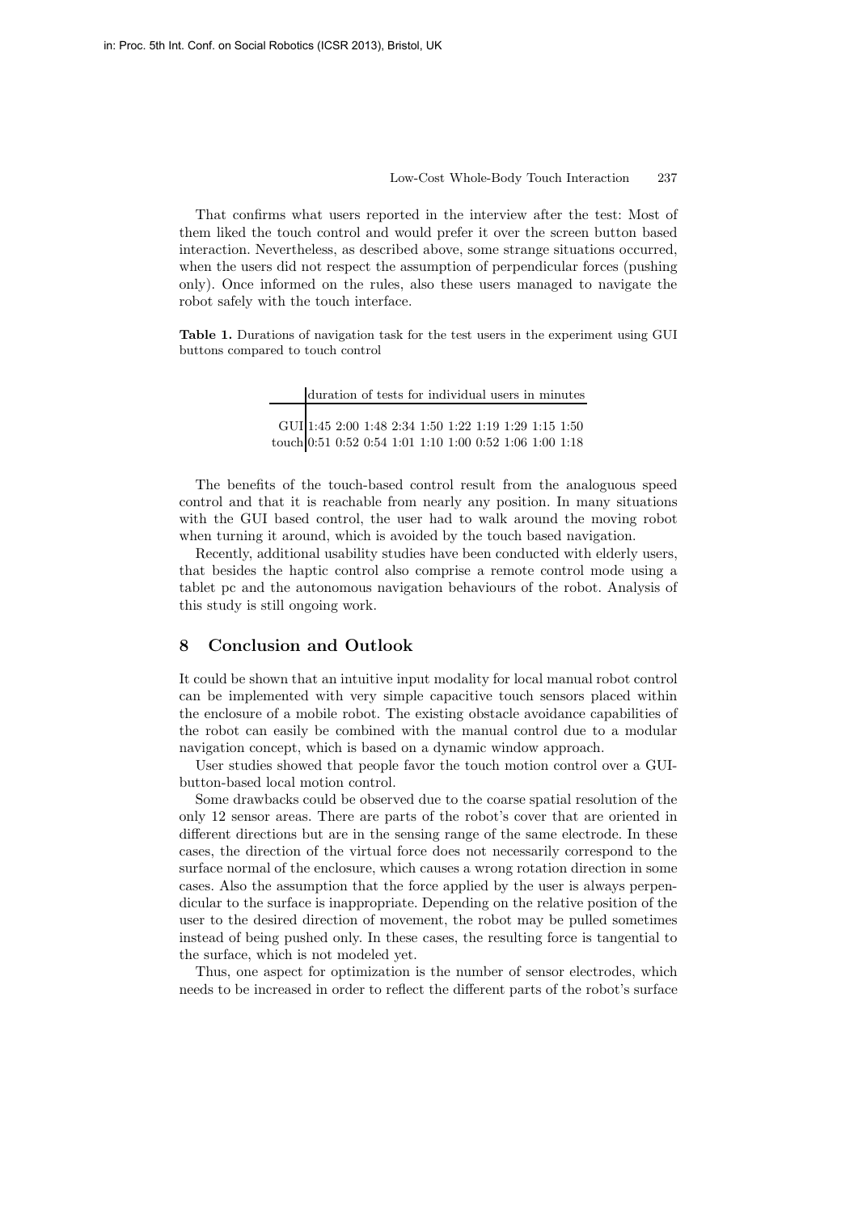That confirms what users reported in the interview after the test: Most of them liked the touch control and would prefer it over the screen button based interaction. Nevertheless, as described above, some strange situations occurred, when the users did not respect the assumption of perpendicular forces (pushing only). Once informed on the rules, also these users managed to navigate the robot safely with the touch interface.

**Table 1.** Durations of navigation task for the test users in the experiment using GUI buttons compared to touch control

| | duration of tests for individual users in minutes | | | | | | | | | |
|---|---|---|---|---|---|---|---|---|---|---|
| GUI | 1:45 | 2:00 | 1:48 | 2:34 | 1:50 | 1:22 | 1:19 | 1:29 | 1:15 | 1:50 |
| touch | 0:51 | 0:52 | 0:54 | 1:01 | 1:10 | 1:00 | 0:52 | 1:06 | 1:00 | 1:18 |

The benefits of the touch-based control result from the analoguous speed control and that it is reachable from nearly any position. In many situations with the GUI based control, the user had to walk around the moving robot when turning it around, which is avoided by the touch based navigation.

Recently, additional usability studies have been conducted with elderly users, that besides the haptic control also comprise a remote control mode using a tablet pc and the autonomous navigation behaviours of the robot. Analysis of this study is still ongoing work.

## 8 Conclusion and Outlook

It could be shown that an intuitive input modality for local manual robot control can be implemented with very simple capacitive touch sensors placed within the enclosure of a mobile robot. The existing obstacle avoidance capabilities of the robot can easily be combined with the manual control due to a modular navigation concept, which is based on a dynamic window approach.

User studies showed that people favor the touch motion control over a GUI-button-based local motion control.

Some drawbacks could be observed due to the coarse spatial resolution of the only 12 sensor areas. There are parts of the robot's cover that are oriented in different directions but are in the sensing range of the same electrode. In these cases, the direction of the virtual force does not necessarily correspond to the surface normal of the enclosure, which causes a wrong rotation direction in some cases. Also the assumption that the force applied by the user is always perpendicular to the surface is inappropriate. Depending on the relative position of the user to the desired direction of movement, the robot may be pulled sometimes instead of being pushed only. In these cases, the resulting force is tangential to the surface, which is not modeled yet.

Thus, one aspect for optimization is the number of sensor electrodes, which needs to be increased in order to reflect the different parts of the robot's surface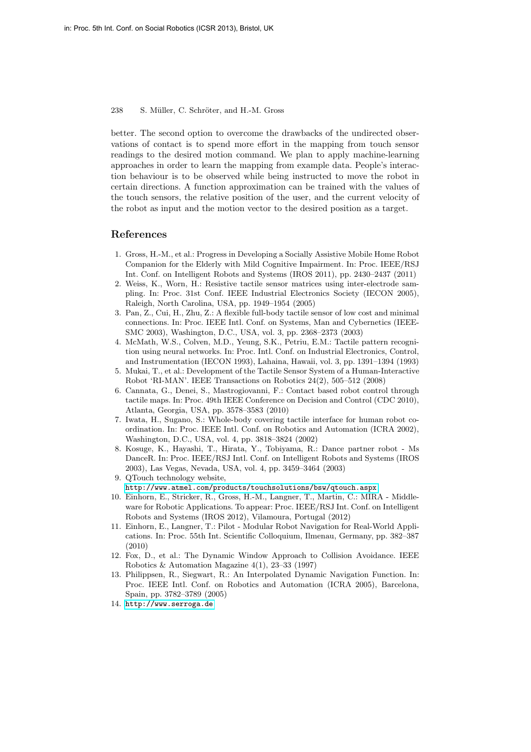better. The second option to overcome the drawbacks of the undirected observations of contact is to spend more effort in the mapping from touch sensor readings to the desired motion command. We plan to apply machine-learning approaches in order to learn the mapping from example data. People's interaction behaviour is to be observed while being instructed to move the robot in certain directions. A function approximation can be trained with the values of the touch sensors, the relative position of the user, and the current velocity of the robot as input and the motion vector to the desired position as a target.

## References

1. Gross, H.-M., et al.: Progress in Developing a Socially Assistive Mobile Home Robot Companion for the Elderly with Mild Cognitive Impairment. In: Proc. IEEE/RSJ Int. Conf. on Intelligent Robots and Systems (IROS 2011), pp. 2430–2437 (2011)
2. Weiss, K., Worn, H.: Resistive tactile sensor matrices using inter-electrode sampling. In: Proc. 31st Conf. IEEE Industrial Electronics Society (IECON 2005), Raleigh, North Carolina, USA, pp. 1949–1954 (2005)
3. Pan, Z., Cui, H., Zhu, Z.: A flexible full-body tactile sensor of low cost and minimal connections. In: Proc. IEEE Intl. Conf. on Systems, Man and Cybernetics (IEEE-SMC 2003), Washington, D.C., USA, vol. 3, pp. 2368–2373 (2003)
4. McMath, W.S., Colven, M.D., Yeung, S.K., Petriu, E.M.: Tactile pattern recognition using neural networks. In: Proc. Intl. Conf. on Industrial Electronics, Control, and Instrumentation (IECON 1993), Lahaina, Hawaii, vol. 3, pp. 1391–1394 (1993)
5. Mukai, T., et al.: Development of the Tactile Sensor System of a Human-Interactive Robot 'RI-MAN'. IEEE Transactions on Robotics 24(2), 505–512 (2008)
6. Cannata, G., Denei, S., Mastrogiovanni, F.: Contact based robot control through tactile maps. In: Proc. 49th IEEE Conference on Decision and Control (CDC 2010), Atlanta, Georgia, USA, pp. 3578–3583 (2010)
7. Iwata, H., Sugano, S.: Whole-body covering tactile interface for human robot coordination. In: Proc. IEEE Intl. Conf. on Robotics and Automation (ICRA 2002), Washington, D.C., USA, vol. 4, pp. 3818–3824 (2002)
8. Kosuge, K., Hayashi, T., Hirata, Y., Tobiyama, R.: Dance partner robot - Ms DanceR. In: Proc. IEEE/RSJ Intl. Conf. on Intelligent Robots and Systems (IROS 2003), Las Vegas, Nevada, USA, vol. 4, pp. 3459–3464 (2003)
9. QTouch technology website, http://www.atmel.com/products/touchsolutions/bsw/qtouch.aspx
10. Einhorn, E., Stricker, R., Gross, H.-M., Langner, T., Martin, C.: MIRA - Middleware for Robotic Applications. To appear: Proc. IEEE/RSJ Int. Conf. on Intelligent Robots and Systems (IROS 2012), Vilamoura, Portugal (2012)
11. Einhorn, E., Langner, T.: Pilot - Modular Robot Navigation for Real-World Applications. In: Proc. 55th Int. Scientific Colloquium, Ilmenau, Germany, pp. 382–387 (2010)
12. Fox, D., et al.: The Dynamic Window Approach to Collision Avoidance. IEEE Robotics & Automation Magazine 4(1), 23–33 (1997)
13. Philippsen, R., Siegwart, R.: An Interpolated Dynamic Navigation Function. In: Proc. IEEE Intl. Conf. on Robotics and Automation (ICRA 2005), Barcelona, Spain, pp. 3782–3789 (2005)
14. http://www.serroga.de